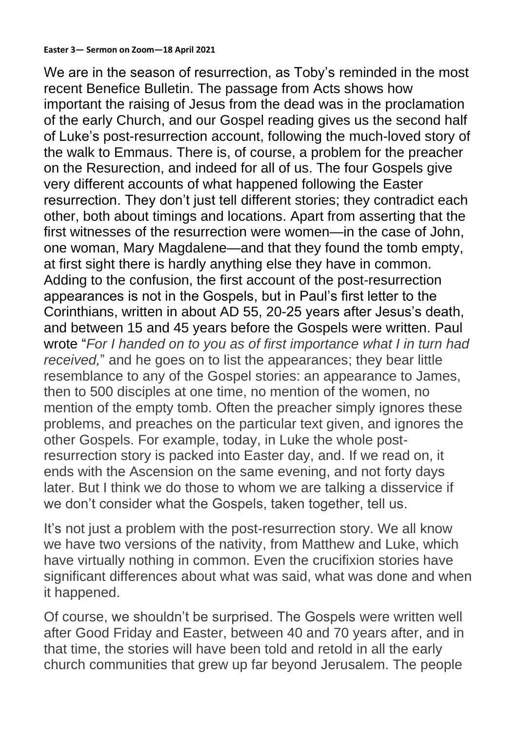**Easter 3— Sermon on Zoom—18 April 2021**

We are in the season of resurrection, as Toby's reminded in the most recent Benefice Bulletin. The passage from Acts shows how important the raising of Jesus from the dead was in the proclamation of the early Church, and our Gospel reading gives us the second half of Luke's post-resurrection account, following the much-loved story of the walk to Emmaus. There is, of course, a problem for the preacher on the Resurection, and indeed for all of us. The four Gospels give very different accounts of what happened following the Easter resurrection. They don't just tell different stories; they contradict each other, both about timings and locations. Apart from asserting that the first witnesses of the resurrection were women—in the case of John, one woman, Mary Magdalene—and that they found the tomb empty, at first sight there is hardly anything else they have in common. Adding to the confusion, the first account of the post-resurrection appearances is not in the Gospels, but in Paul's first letter to the Corinthians, written in about AD 55, 20-25 years after Jesus's death, and between 15 and 45 years before the Gospels were written. Paul wrote "*For I handed on to you as of first importance what I in turn had received,*" and he goes on to list the appearances; they bear little resemblance to any of the Gospel stories: an appearance to James, then to 500 disciples at one time, no mention of the women, no mention of the empty tomb. Often the preacher simply ignores these problems, and preaches on the particular text given, and ignores the other Gospels. For example, today, in Luke the whole post-resurrection story is packed into Easter day, and. If we read on, it ends with the Ascension on the same evening, and not forty days later. But I think we do those to whom we are talking a disservice if we don't consider what the Gospels, taken together, tell us.

It's not just a problem with the post-resurrection story. We all know we have two versions of the nativity, from Matthew and Luke, which have virtually nothing in common. Even the crucifixion stories have significant differences about what was said, what was done and when it happened.

Of course, we shouldn't be surprised. The Gospels were written well after Good Friday and Easter, between 40 and 70 years after, and in that time, the stories will have been told and retold in all the early church communities that grew up far beyond Jerusalem. The people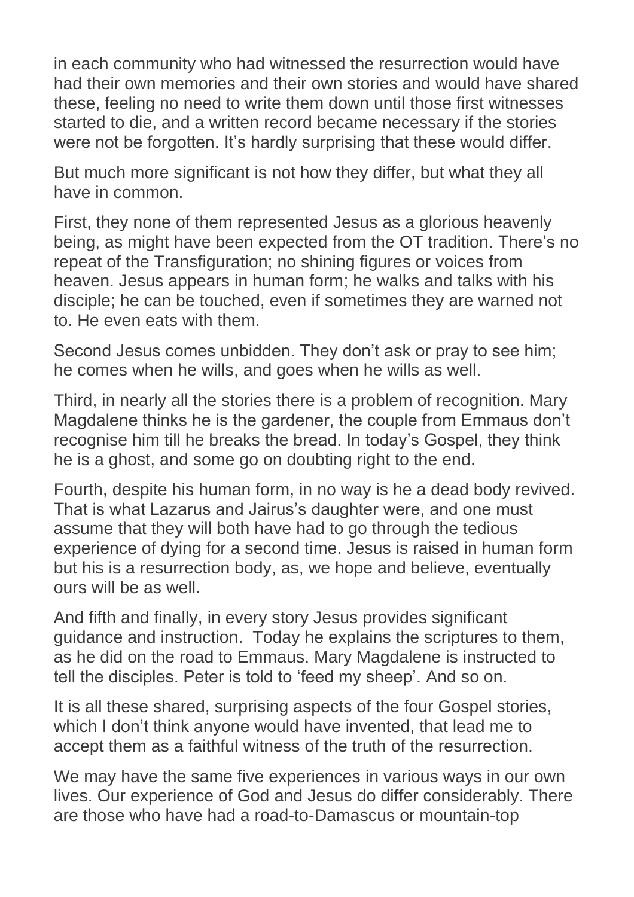in each community who had witnessed the resurrection would have had their own memories and their own stories and would have shared these, feeling no need to write them down until those first witnesses started to die, and a written record became necessary if the stories were not be forgotten. It's hardly surprising that these would differ.

But much more significant is not how they differ, but what they all have in common.

First, they none of them represented Jesus as a glorious heavenly being, as might have been expected from the OT tradition. There's no repeat of the Transfiguration; no shining figures or voices from heaven. Jesus appears in human form; he walks and talks with his disciple; he can be touched, even if sometimes they are warned not to. He even eats with them.

Second Jesus comes unbidden. They don't ask or pray to see him; he comes when he wills, and goes when he wills as well.

Third, in nearly all the stories there is a problem of recognition. Mary Magdalene thinks he is the gardener, the couple from Emmaus don't recognise him till he breaks the bread. In today's Gospel, they think he is a ghost, and some go on doubting right to the end.

Fourth, despite his human form, in no way is he a dead body revived. That is what Lazarus and Jairus's daughter were, and one must assume that they will both have had to go through the tedious experience of dying for a second time. Jesus is raised in human form but his is a resurrection body, as, we hope and believe, eventually ours will be as well.

And fifth and finally, in every story Jesus provides significant guidance and instruction. Today he explains the scriptures to them, as he did on the road to Emmaus. Mary Magdalene is instructed to tell the disciples. Peter is told to 'feed my sheep'. And so on.

It is all these shared, surprising aspects of the four Gospel stories, which I don't think anyone would have invented, that lead me to accept them as a faithful witness of the truth of the resurrection.

We may have the same five experiences in various ways in our own lives. Our experience of God and Jesus do differ considerably. There are those who have had a road-to-Damascus or mountain-top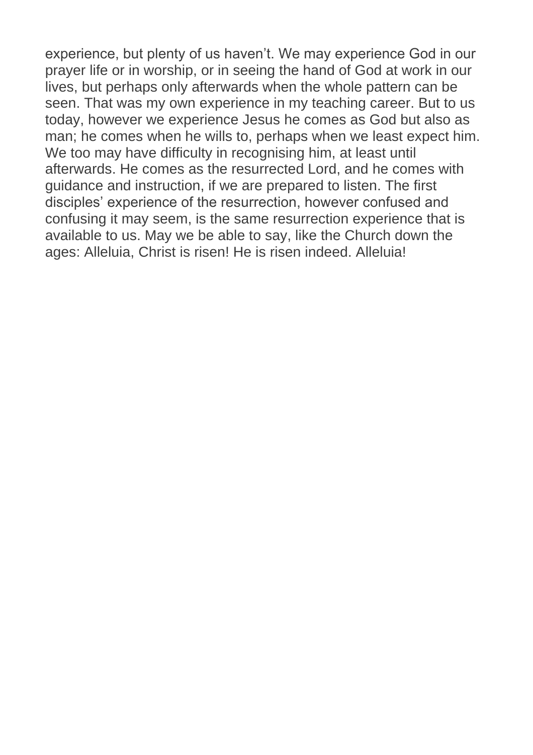experience, but plenty of us haven't. We may experience God in our prayer life or in worship, or in seeing the hand of God at work in our lives, but perhaps only afterwards when the whole pattern can be seen. That was my own experience in my teaching career. But to us today, however we experience Jesus he comes as God but also as man; he comes when he wills to, perhaps when we least expect him. We too may have difficulty in recognising him, at least until afterwards. He comes as the resurrected Lord, and he comes with guidance and instruction, if we are prepared to listen. The first disciples' experience of the resurrection, however confused and confusing it may seem, is the same resurrection experience that is available to us. May we be able to say, like the Church down the ages: Alleluia, Christ is risen! He is risen indeed. Alleluia!